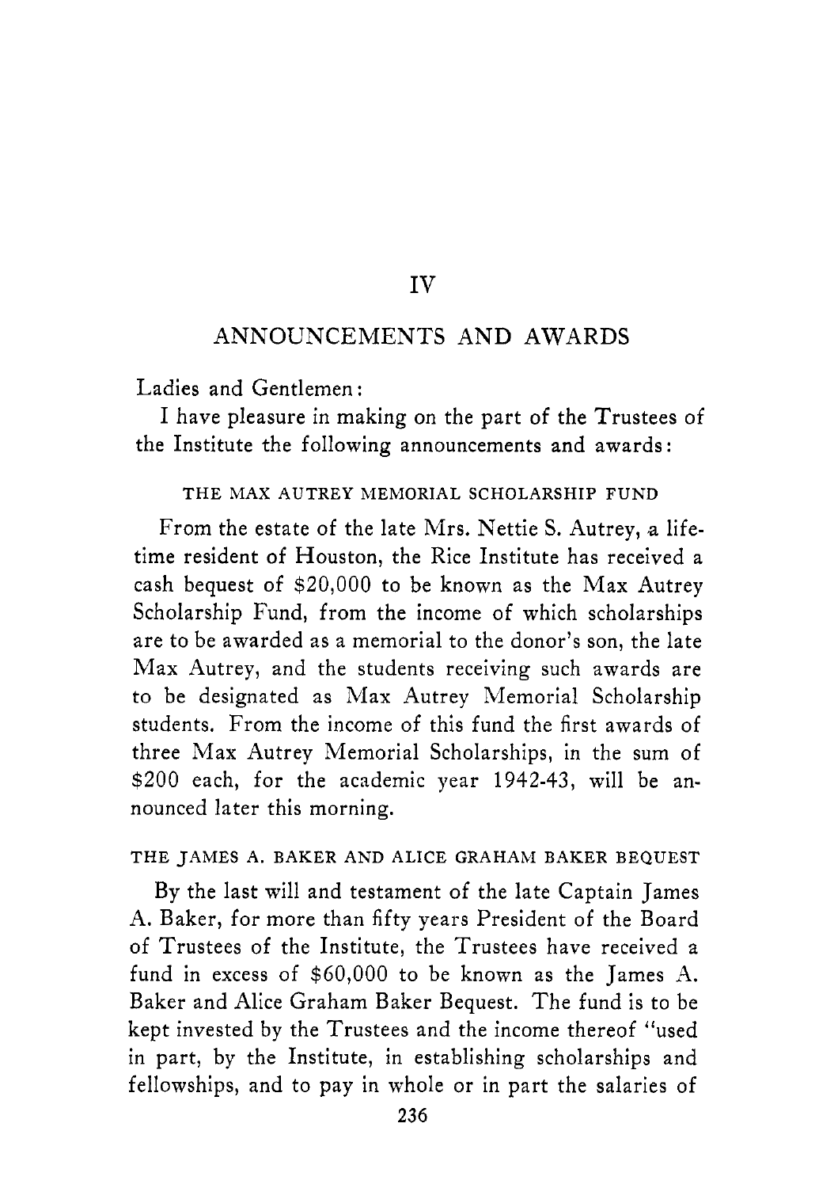# IV

## ANNOUNCEMENTS AND AWARDS

Ladies and Gentlemen:

I have pleasure in making on the part of the Trustees of the Institute the following announcements and awards:

### THE MAX AUTREY MEMORIAL SCHOLARSHIP FUND

From the estate of the late Mrs. Nettie S. Autrey, a lifetime resident of Houston, the Rice Institute has received a cash bequest of $20,000 to be known as the Max Autrey Scholarship Fund, from the income of which scholarships are to be awarded as a memorial to the donor's son, the late Max Autrey, and the students receiving such awards are to be designated as Max Autrey Memorial Scholarship students. From the income of this fund the first awards of three Max Autrey Memorial Scholarships, in the sum of $200 each, for the academic year 1942-43, will be announced later this morning.

### THE JAMES A. BAKER AND ALICE GRAHAM BAKER BEQUEST

By the last will and testament of the late Captain James A. Baker, for more than fifty years President of the Board of Trustees of the Institute, the Trustees have received a fund in excess of $60,000 to be known as the James A. Baker and Alice Graham Baker Bequest. The fund is to be kept invested by the Trustees and the income thereof "used in part, by the Institute, in establishing scholarships and fellowships, and to pay in whole or in part the salaries of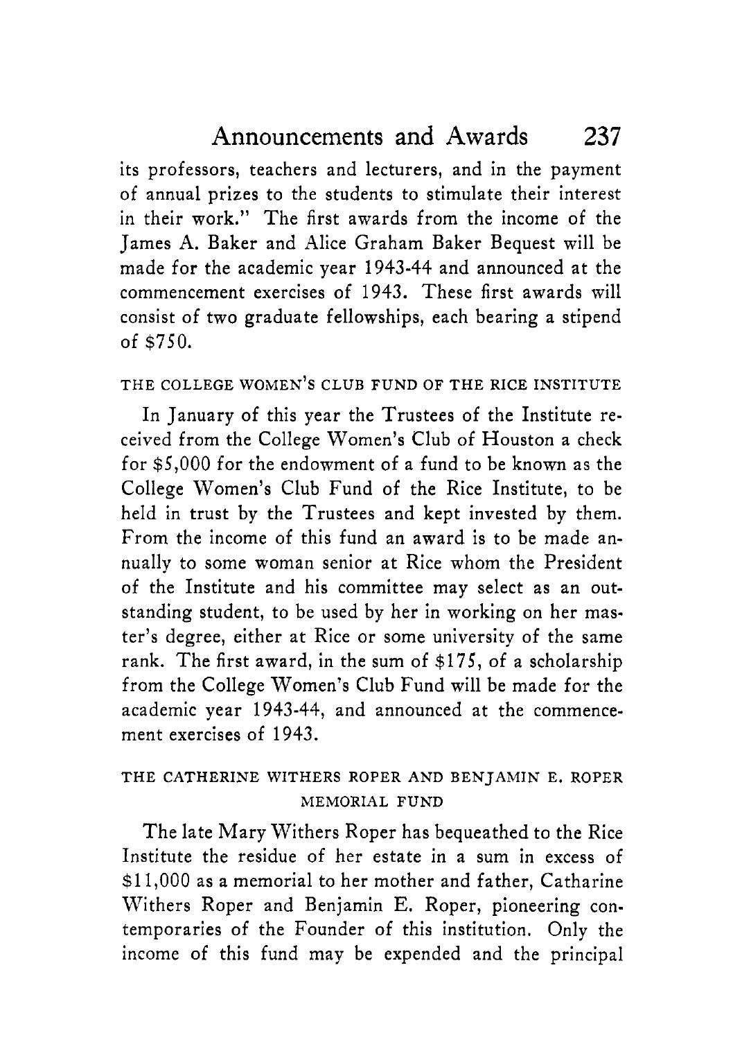its professors, teachers and lecturers, and in the payment of annual prizes to the students to stimulate their interest in their work." The first awards from the income of the James A. Baker and Alice Graham Baker Bequest will be made for the academic year 1943-44 and announced at the commencement exercises of 1943. These first awards will consist of two graduate fellowships, each bearing a stipend of $750.

### THE COLLEGE WOMEN'S CLUB FUND OF THE RICE INSTITUTE

In January of this year the Trustees of the Institute received from the College Women's Club of Houston a check for $5,000 for the endowment of a fund to be known as the College Women's Club Fund of the Rice Institute, to be held in trust by the Trustees and kept invested by them. From the income of this fund an award is to be made annually to some woman senior at Rice whom the President of the Institute and his committee may select as an outstanding student, to be used by her in working on her master's degree, either at Rice or some university of the same rank. The first award, in the sum of $175, of a scholarship from the College Women's Club Fund will be made for the academic year 1943-44, and announced at the commencement exercises of 1943.

### THE CATHERINE WITHERS ROPER AND BENJAMIN E. ROPER MEMORIAL FUND

The late Mary Withers Roper has bequeathed to the Rice Institute the residue of her estate in a sum in excess of $11,000 as a memorial to her mother and father, Catharine Withers Roper and Benjamin E. Roper, pioneering contemporaries of the Founder of this institution. Only the income of this fund may be expended and the principal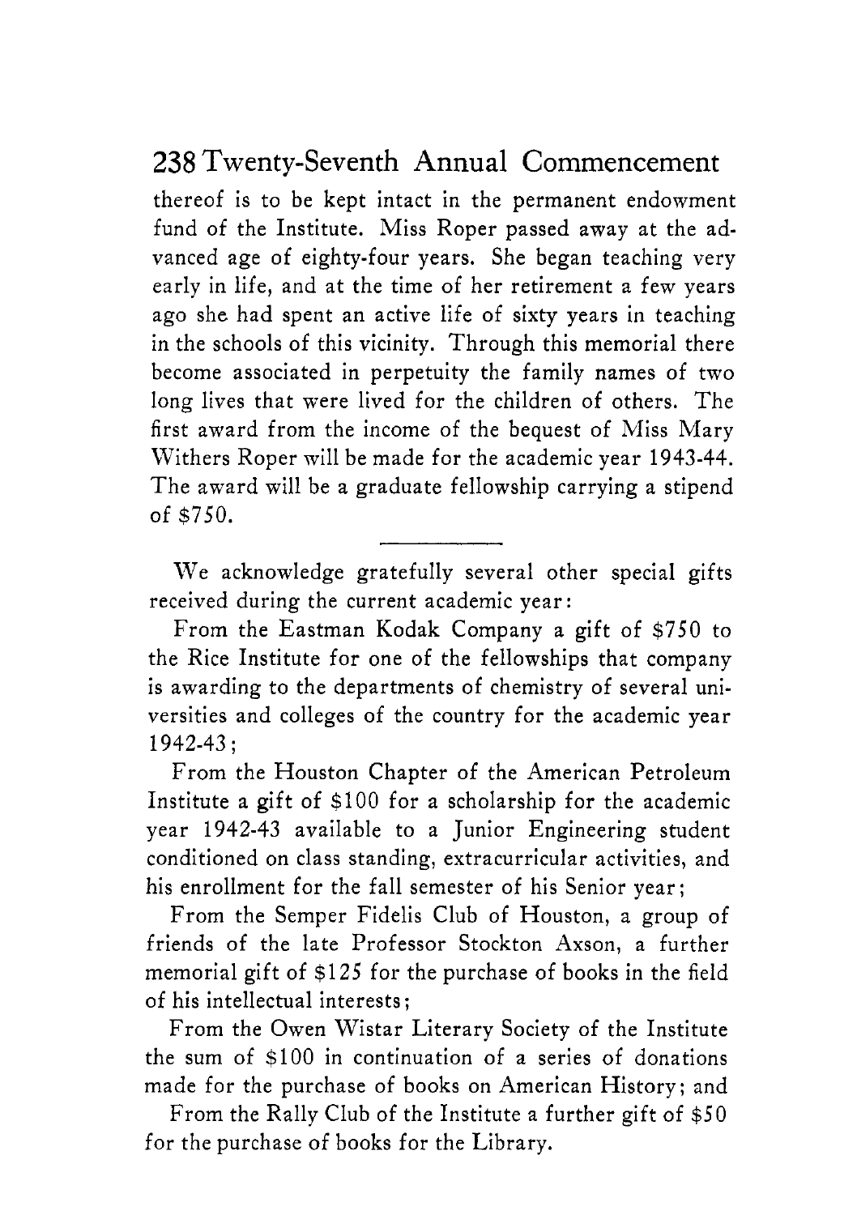thereof is to be kept intact in the permanent endowment fund of the Institute. Miss Roper passed away at the advanced age of eighty-four years. She began teaching very early in life, and at the time of her retirement a few years ago she had spent an active life of sixty years in teaching in the schools of this vicinity. Through this memorial there become associated in perpetuity the family names of two long lives that were lived for the children of others. The first award from the income of the bequest of Miss Mary Withers Roper will be made for the academic year 1943-44. The award will be a graduate fellowship carrying a stipend of $750.

---

We acknowledge gratefully several other special gifts received during the current academic year:

From the Eastman Kodak Company a gift of $750 to the Rice Institute for one of the fellowships that company is awarding to the departments of chemistry of several universities and colleges of the country for the academic year 1942-43;

From the Houston Chapter of the American Petroleum Institute a gift of $100 for a scholarship for the academic year 1942-43 available to a Junior Engineering student conditioned on class standing, extracurricular activities, and his enrollment for the fall semester of his Senior year;

From the Semper Fidelis Club of Houston, a group of friends of the late Professor Stockton Axson, a further memorial gift of $125 for the purchase of books in the field of his intellectual interests;

From the Owen Wistar Literary Society of the Institute the sum of $100 in continuation of a series of donations made for the purchase of books on American History; and

From the Rally Club of the Institute a further gift of $50 for the purchase of books for the Library.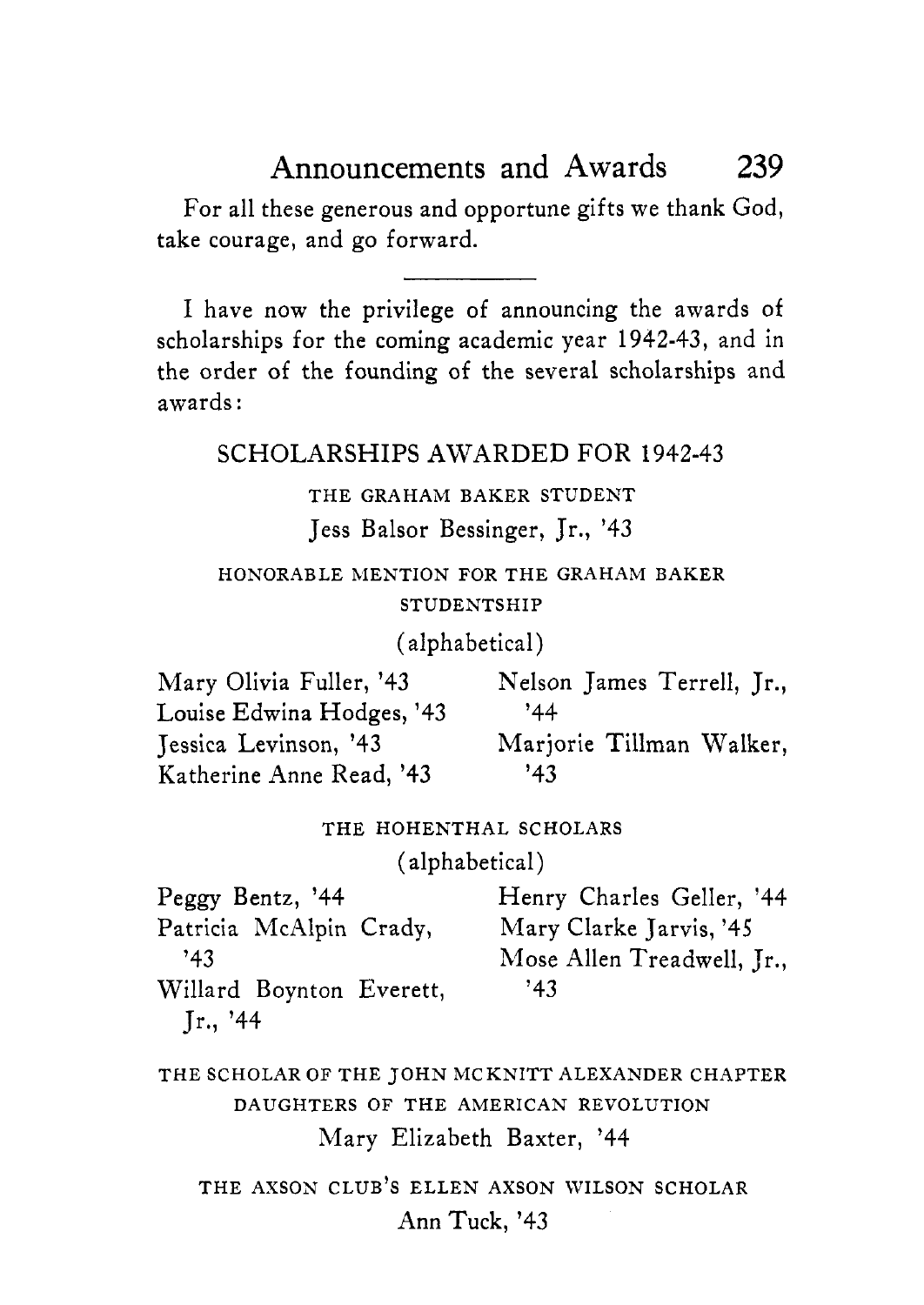For all these generous and opportune gifts we thank God, take courage, and go forward.

---

I have now the privilege of announcing the awards of scholarships for the coming academic year 1942-43, and in the order of the founding of the several scholarships and awards:

## SCHOLARSHIPS AWARDED FOR 1942-43

### THE GRAHAM BAKER STUDENT

Jess Balsor Bessinger, Jr., '43

### HONORABLE MENTION FOR THE GRAHAM BAKER STUDENTSHIP

(alphabetical)

Mary Olivia Fuller, '43
Louise Edwina Hodges, '43
Jessica Levinson, '43
Katherine Anne Read, '43
Nelson James Terrell, Jr., '44
Marjorie Tillman Walker, '43

### THE HOHENTHAL SCHOLARS

(alphabetical)

Peggy Bentz, '44
Patricia McAlpin Crady, '43
Willard Boynton Everett, Jr., '44
Henry Charles Geller, '44
Mary Clarke Jarvis, '45
Mose Allen Treadwell, Jr., '43

### THE SCHOLAR OF THE JOHN MCKNITT ALEXANDER CHAPTER DAUGHTERS OF THE AMERICAN REVOLUTION

Mary Elizabeth Baxter, '44

### THE AXSON CLUB'S ELLEN AXSON WILSON SCHOLAR

Ann Tuck, '43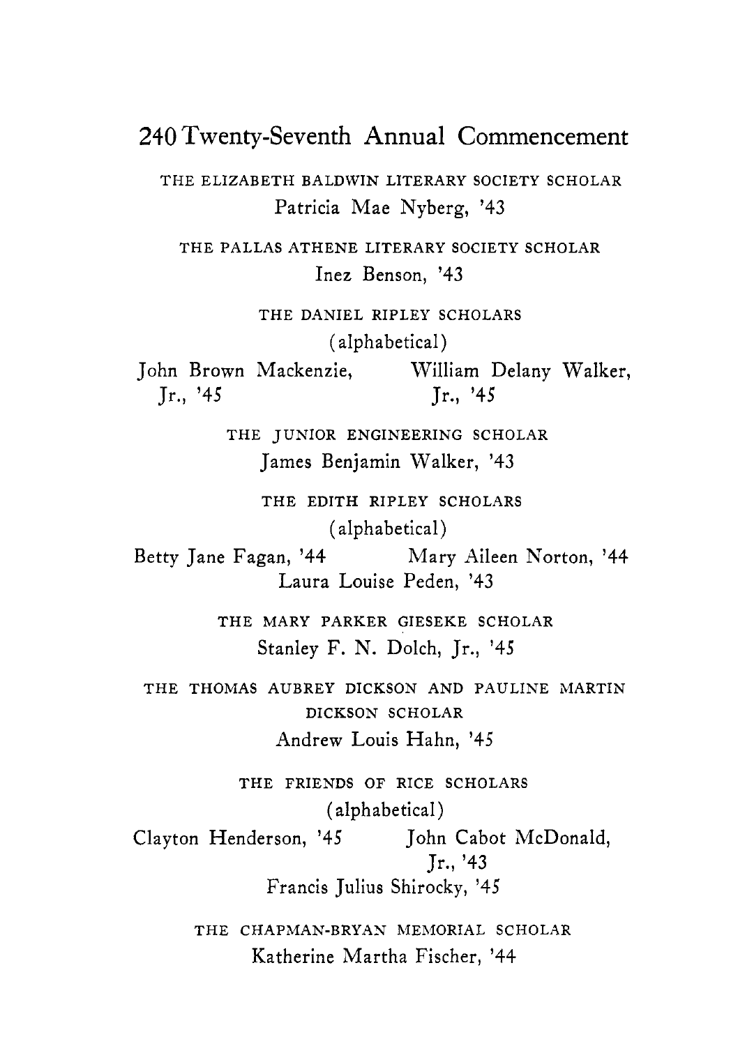## Twenty-Seventh Annual Commencement

THE ELIZABETH BALDWIN LITERARY SOCIETY SCHOLAR

Patricia Mae Nyberg, '43

THE PALLAS ATHENE LITERARY SOCIETY SCHOLAR

Inez Benson, '43

THE DANIEL RIPLEY SCHOLARS

(alphabetical)

John Brown Mackenzie, Jr., '45

William Delany Walker, Jr., '45

THE JUNIOR ENGINEERING SCHOLAR

James Benjamin Walker, '43

THE EDITH RIPLEY SCHOLARS

(alphabetical)

Betty Jane Fagan, '44

Mary Aileen Norton, '44

Laura Louise Peden, '43

THE MARY PARKER GIESEKE SCHOLAR

Stanley F. N. Dolch, Jr., '45

THE THOMAS AUBREY DICKSON AND PAULINE MARTIN DICKSON SCHOLAR

Andrew Louis Hahn, '45

THE FRIENDS OF RICE SCHOLARS

(alphabetical)

Clayton Henderson, '45

John Cabot McDonald, Jr., '43

Francis Julius Shirocky, '45

THE CHAPMAN-BRYAN MEMORIAL SCHOLAR

Katherine Martha Fischer, '44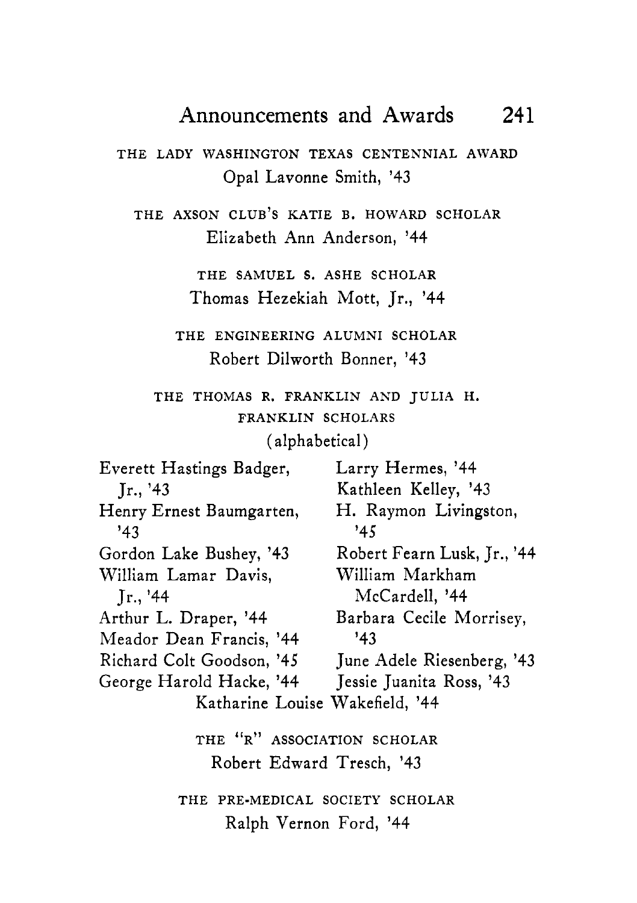THE LADY WASHINGTON TEXAS CENTENNIAL AWARD

Opal Lavonne Smith, '43

THE AXSON CLUB'S KATIE B. HOWARD SCHOLAR

Elizabeth Ann Anderson, '44

THE SAMUEL S. ASHE SCHOLAR

Thomas Hezekiah Mott, Jr., '44

THE ENGINEERING ALUMNI SCHOLAR

Robert Dilworth Bonner, '43

THE THOMAS R. FRANKLIN AND JULIA H. FRANKLIN SCHOLARS

(alphabetical)

Everett Hastings Badger, Jr., '43
Henry Ernest Baumgarten, '43
Gordon Lake Bushey, '43
William Lamar Davis, Jr., '44
Arthur L. Draper, '44
Meador Dean Francis, '44
Richard Colt Goodson, '45
George Harold Hacke, '44
Larry Hermes, '44
Kathleen Kelley, '43
H. Raymon Livingston, '45
Robert Fearn Lusk, Jr., '44
William Markham McCardell, '44
Barbara Cecile Morrisey, '43
June Adele Riesenberg, '43
Jessie Juanita Ross, '43
Katharine Louise Wakefield, '44

THE "R" ASSOCIATION SCHOLAR

Robert Edward Tresch, '43

THE PRE-MEDICAL SOCIETY SCHOLAR

Ralph Vernon Ford, '44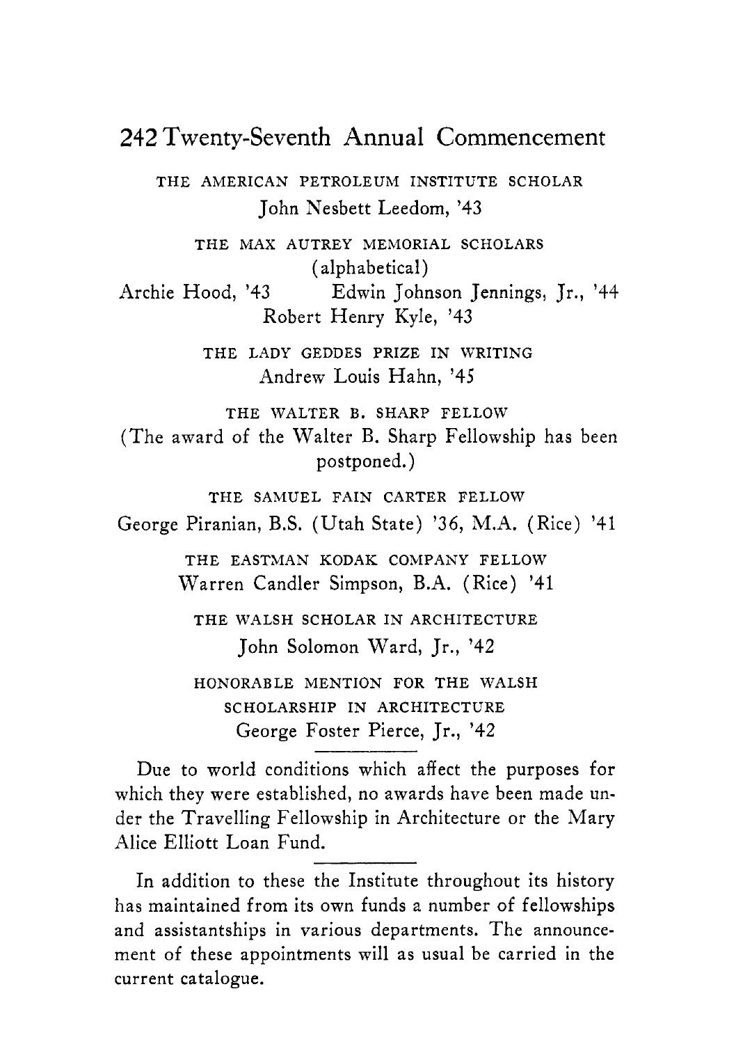THE AMERICAN PETROLEUM INSTITUTE SCHOLAR

John Nesbett Leedom, '43

THE MAX AUTREY MEMORIAL SCHOLARS

(alphabetical)

Archie Hood, '43 Edwin Johnson Jennings, Jr., '44

Robert Henry Kyle, '43

THE LADY GEDDES PRIZE IN WRITING

Andrew Louis Hahn, '45

THE WALTER B. SHARP FELLOW

(The award of the Walter B. Sharp Fellowship has been postponed.)

THE SAMUEL FAIN CARTER FELLOW

George Piranian, B.S. (Utah State) '36, M.A. (Rice) '41

THE EASTMAN KODAK COMPANY FELLOW

Warren Candler Simpson, B.A. (Rice) '41

THE WALSH SCHOLAR IN ARCHITECTURE

John Solomon Ward, Jr., '42

HONORABLE MENTION FOR THE WALSH SCHOLARSHIP IN ARCHITECTURE

George Foster Pierce, Jr., '42

---

Due to world conditions which affect the purposes for which they were established, no awards have been made under the Travelling Fellowship in Architecture or the Mary Alice Elliott Loan Fund.

---

In addition to these the Institute throughout its history has maintained from its own funds a number of fellowships and assistantships in various departments. The announcement of these appointments will as usual be carried in the current catalogue.